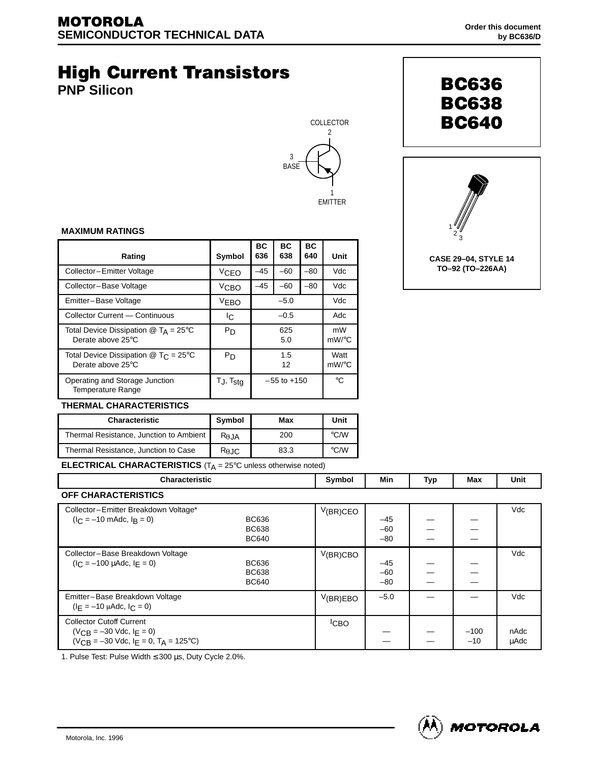**MOTOROLA**
**SEMICONDUCTOR TECHNICAL DATA**

Order this document by BC636/D

# High Current Transistors

## PNP Silicon

**BC636**
**BC638**
**BC640**

COLLECTOR 2
3 BASE
1 EMITTER

CASE 29–04, STYLE 14
TO–92 (TO–226AA)

### MAXIMUM RATINGS

| Rating | Symbol | BC 636 | BC 638 | BC 640 | Unit |
|---|---|---|---|---|---|
| Collector–Emitter Voltage | $V_{CEO}$ | –45 | –60 | –80 | Vdc |
| Collector–Base Voltage | $V_{CBO}$ | –45 | –60 | –80 | Vdc |
| Emitter–Base Voltage | $V_{EBO}$ | –5.0 | | | Vdc |
| Collector Current — Continuous | $I_C$ | –0.5 | | | Adc |
| Total Device Dissipation @ $T_A$ = 25°C<br>Derate above 25°C | $P_D$ | 625<br>5.0 | | | mW<br>mW/°C |
| Total Device Dissipation @ $T_C$ = 25°C<br>Derate above 25°C | $P_D$ | 1.5<br>12 | | | Watt<br>mW/°C |
| Operating and Storage Junction Temperature Range | $T_J$, $T_{stg}$ | –55 to +150 | | | °C |

### THERMAL CHARACTERISTICS

| Characteristic | Symbol | Max | Unit |
|---|---|---|---|
| Thermal Resistance, Junction to Ambient | $R_{\theta JA}$ | 200 | °C/W |
| Thermal Resistance, Junction to Case | $R_{\theta JC}$ | 83.3 | °C/W |

### ELECTRICAL CHARACTERISTICS ($T_A$ = 25°C unless otherwise noted)

| Characteristic | | Symbol | Min | Typ | Max | Unit |
|---|---|---|---|---|---|---|
| **OFF CHARACTERISTICS** | | | | | | |
| Collector–Emitter Breakdown Voltage*<br>($I_C$ = –10 mAdc, $I_B$ = 0) | BC636<br>BC638<br>BC640 | $V_{(BR)CEO}$ | –45<br>–60<br>–80 | —<br>—<br>— | —<br>—<br>— | Vdc |
| Collector–Base Breakdown Voltage<br>($I_C$ = –100 μAdc, $I_E$ = 0) | BC636<br>BC638<br>BC640 | $V_{(BR)CBO}$ | –45<br>–60<br>–80 | —<br>—<br>— | —<br>—<br>— | Vdc |
| Emitter–Base Breakdown Voltage<br>($I_E$ = –10 μAdc, $I_C$ = 0) | | $V_{(BR)EBO}$ | –5.0 | — | — | Vdc |
| Collector Cutoff Current<br>($V_{CB}$ = –30 Vdc, $I_E$ = 0)<br>($V_{CB}$ = –30 Vdc, $I_E$ = 0, $T_A$ = 125°C) | | $I_{CBO}$ | —<br>— | —<br>— | –100<br>–10 | nAdc<br>μAdc |

1. Pulse Test: Pulse Width ≤ 300 μs, Duty Cycle 2.0%.

Motorola, Inc. 1996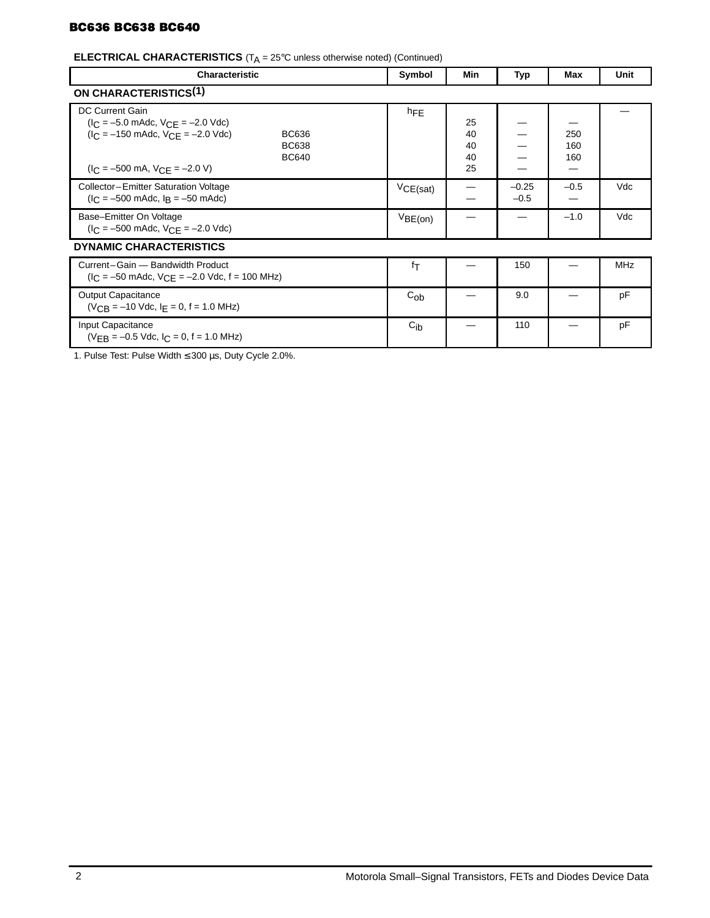**ELECTRICAL CHARACTERISTICS** ($T_A$ = 25°C unless otherwise noted) (Continued)

| Characteristic | | Symbol | Min | Typ | Max | Unit |
|---|---|---|---|---|---|---|
| **ON CHARACTERISTICS**[1] | | | | | | |
| DC Current Gain | | $h_{FE}$ | | | | — |
| ($I_C$ = –5.0 mAdc, $V_{CE}$ = –2.0 Vdc) | | | 25 | — | — | |
| ($I_C$ = –150 mAdc, $V_{CE}$ = –2.0 Vdc) | BC636 | | 40 | — | 250 | |
| | BC638 | | 40 | — | 160 | |
| | BC640 | | 40 | — | 160 | |
| ($I_C$ = –500 mA, $V_{CE}$ = –2.0 V) | | | 25 | — | — | |
| Collector–Emitter Saturation Voltage ($I_C$ = –500 mAdc, $I_B$ = –50 mAdc) | | $V_{CE(sat)}$ | — | –0.25 | –0.5 | Vdc |
| | | | — | –0.5 | — | |
| Base–Emitter On Voltage ($I_C$ = –500 mAdc, $V_{CE}$ = –2.0 Vdc) | | $V_{BE(on)}$ | — | — | –1.0 | Vdc |
| **DYNAMIC CHARACTERISTICS** | | | | | | |
| Current–Gain — Bandwidth Product ($I_C$ = –50 mAdc, $V_{CE}$ = –2.0 Vdc, f = 100 MHz) | | $f_T$ | — | 150 | — | MHz |
| Output Capacitance ($V_{CB}$ = –10 Vdc, $I_E$ = 0, f = 1.0 MHz) | | $C_{ob}$ | — | 9.0 | — | pF |
| Input Capacitance ($V_{EB}$ = –0.5 Vdc, $I_C$ = 0, f = 1.0 MHz) | | $C_{ib}$ | — | 110 | — | pF |

1. Pulse Test: Pulse Width ≤ 300 μs, Duty Cycle 2.0%.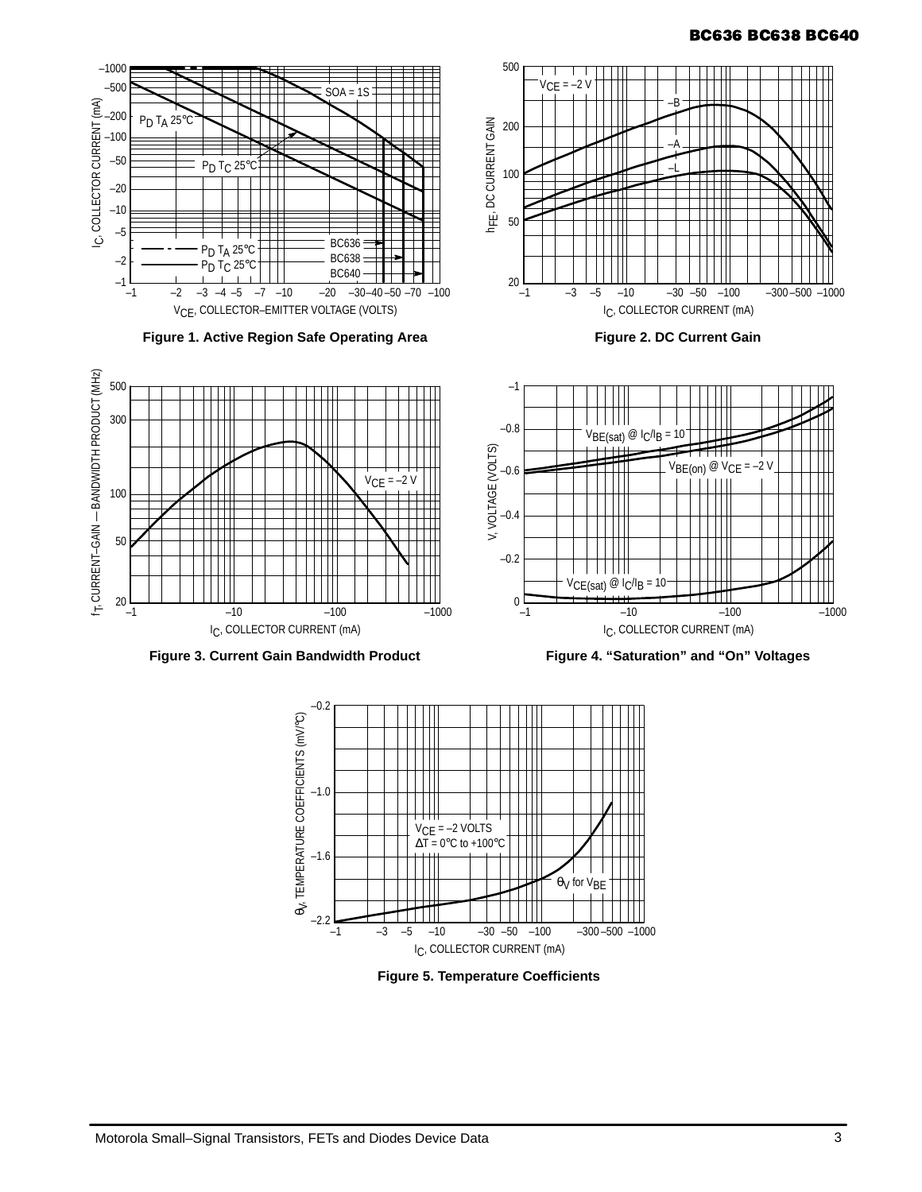Figure 1. Active Region Safe Operating Area

Figure 2. DC Current Gain

Figure 3. Current Gain Bandwidth Product

Figure 4. "Saturation" and "On" Voltages

Figure 5. Temperature Coefficients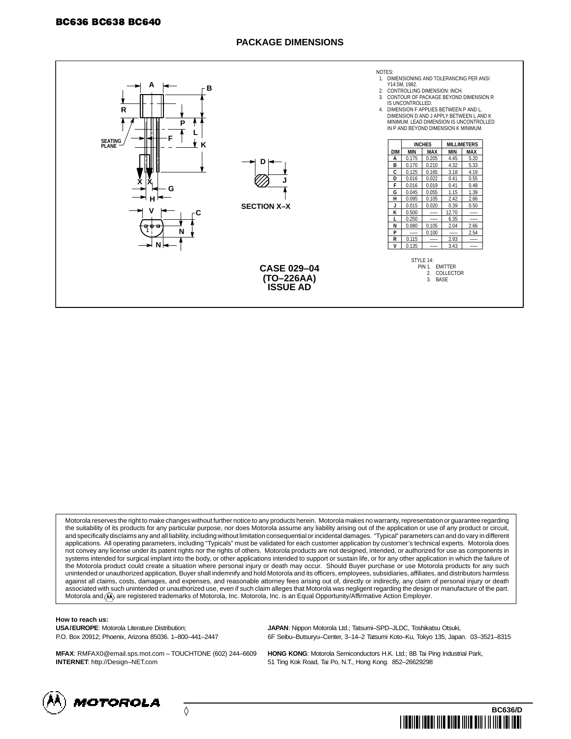## PACKAGE DIMENSIONS

NOTES:
1. DIMENSIONING AND TOLERANCING PER ANSI Y14.5M, 1982.
2. CONTROLLING DIMENSION: INCH.
3. CONTOUR OF PACKAGE BEYOND DIMENSION R IS UNCONTROLLED.
4. DIMENSION F APPLIES BETWEEN P AND L. DIMENSION D AND J APPLY BETWEEN L AND K MINIMUM. LEAD DIMENSION IS UNCONTROLLED IN P AND BEYOND DIMENSION K MINIMUM.

| | INCHES | | MILLIMETERS | |
|---|---|---|---|---|
| DIM | MIN | MAX | MIN | MAX |
| A | 0.175 | 0.205 | 4.45 | 5.20 |
| B | 0.170 | 0.210 | 4.32 | 5.33 |
| C | 0.125 | 0.165 | 3.18 | 4.19 |
| D | 0.016 | 0.022 | 0.41 | 0.55 |
| F | 0.016 | 0.019 | 0.41 | 0.48 |
| G | 0.045 | 0.055 | 1.15 | 1.39 |
| H | 0.095 | 0.105 | 2.42 | 2.66 |
| J | 0.015 | 0.020 | 0.39 | 0.50 |
| K | 0.500 | ––– | 12.70 | ––– |
| L | 0.250 | ––– | 6.35 | ––– |
| N | 0.080 | 0.105 | 2.04 | 2.66 |
| P | ––– | 0.100 | ––– | 2.54 |
| R | 0.115 | ––– | 2.93 | ––– |
| V | 0.135 | ––– | 3.43 | ––– |

STYLE 14:
PIN 1. EMITTER
2. COLLECTOR
3. BASE

A
B
R
P
L
F
K
SEATING PLANE
X X
G
H
V
C
1
N
N
D
J
SECTION X–X

**CASE 029–04**
**(TO–226AA)**
**ISSUE AD**

Motorola reserves the right to make changes without further notice to any products herein. Motorola makes no warranty, representation or guarantee regarding the suitability of its products for any particular purpose, nor does Motorola assume any liability arising out of the application or use of any product or circuit, and specifically disclaims any and all liability, including without limitation consequential or incidental damages. "Typical" parameters can and do vary in different applications. All operating parameters, including "Typicals" must be validated for each customer application by customer's technical experts. Motorola does not convey any license under its patent rights nor the rights of others. Motorola products are not designed, intended, or authorized for use as components in systems intended for surgical implant into the body, or other applications intended to support or sustain life, or for any other application in which the failure of the Motorola product could create a situation where personal injury or death may occur. Should Buyer purchase or use Motorola products for any such unintended or unauthorized application, Buyer shall indemnify and hold Motorola and its officers, employees, subsidiaries, affiliates, and distributors harmless against all claims, costs, damages, and expenses, and reasonable attorney fees arising out of, directly or indirectly, any claim of personal injury or death associated with such unintended or unauthorized use, even if such claim alleges that Motorola was negligent regarding the design or manufacture of the part. Motorola and Ⓜ are registered trademarks of Motorola, Inc. Motorola, Inc. is an Equal Opportunity/Affirmative Action Employer.

**How to reach us:**

**USA / EUROPE**: Motorola Literature Distribution;
P.O. Box 20912; Phoenix, Arizona 85036. 1–800–441–2447

**MFAX**: RMFAX0@email.sps.mot.com – TOUCHTONE (602) 244–6609
**INTERNET**: http://Design–NET.com

**JAPAN**: Nippon Motorola Ltd.; Tatsumi–SPD–JLDC, Toshikatsu Otsuki,
6F Seibu–Butsuryu–Center, 3–14–2 Tatsumi Koto–Ku, Tokyo 135, Japan. 03–3521–8315

**HONG KONG**: Motorola Semiconductors H.K. Ltd.; 8B Tai Ping Industrial Park,
51 Ting Kok Road, Tai Po, N.T., Hong Kong. 852–26629298

MOTOROLA

BC636/D